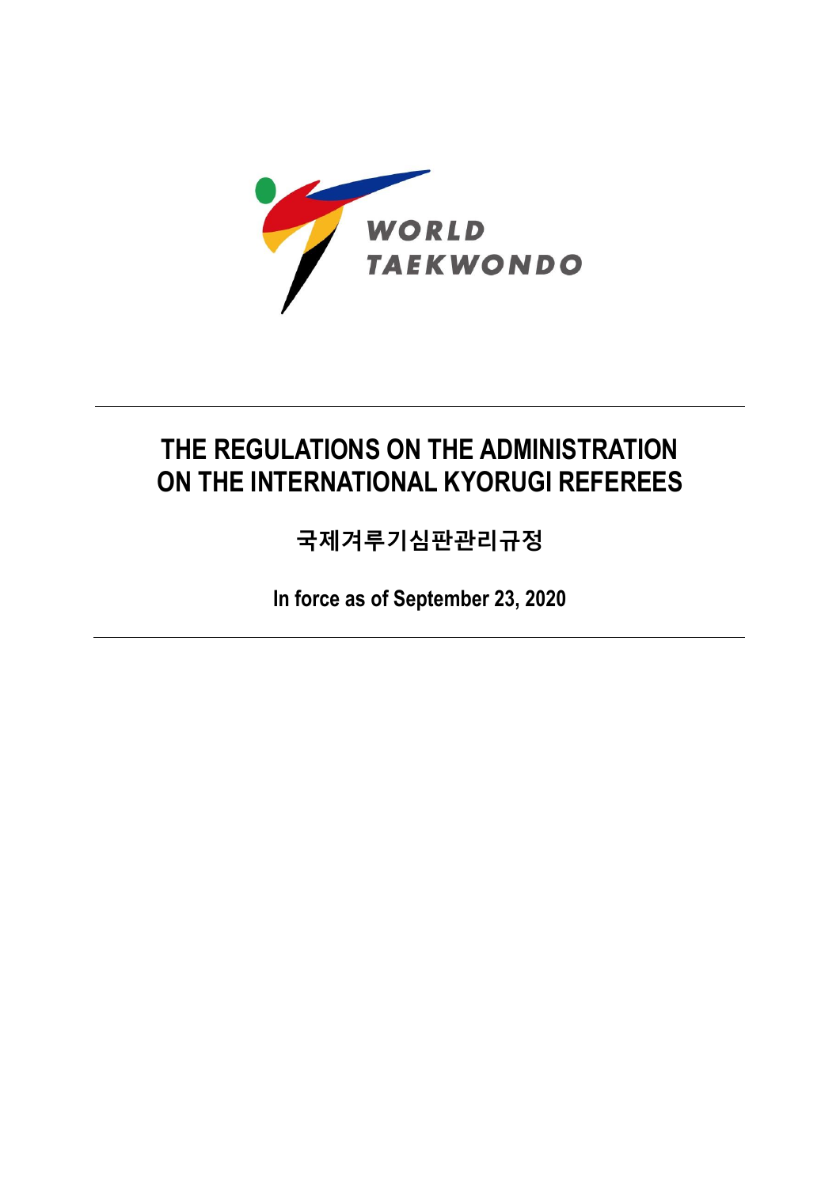WORLD TAEKWONDO

# THE REGULATIONS ON THE ADMINISTRATION ON THE INTERNATIONAL KYORUGI REFEREES

## 국제겨루기심판관리규정

**In force as of September 23, 2020**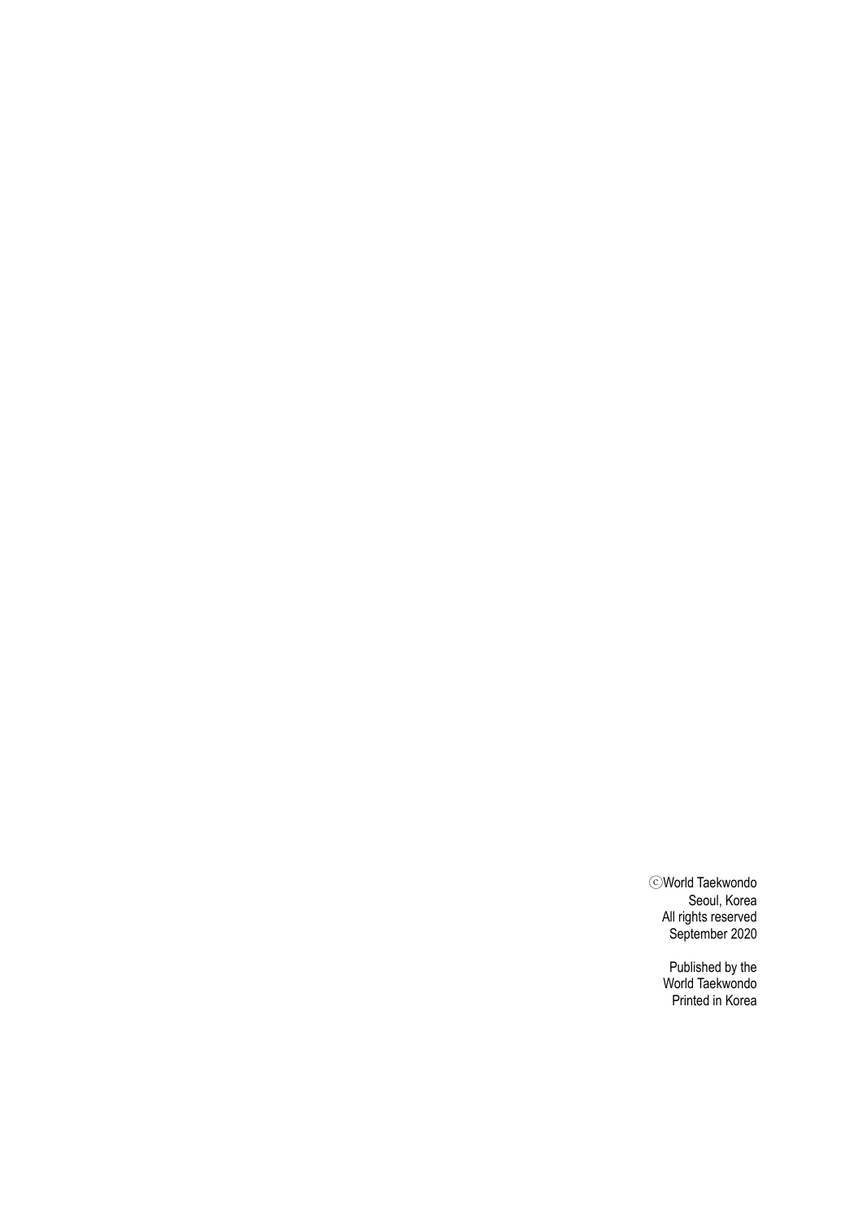ⓒWorld Taekwondo
Seoul, Korea
All rights reserved
September 2020

Published by the
World Taekwondo
Printed in Korea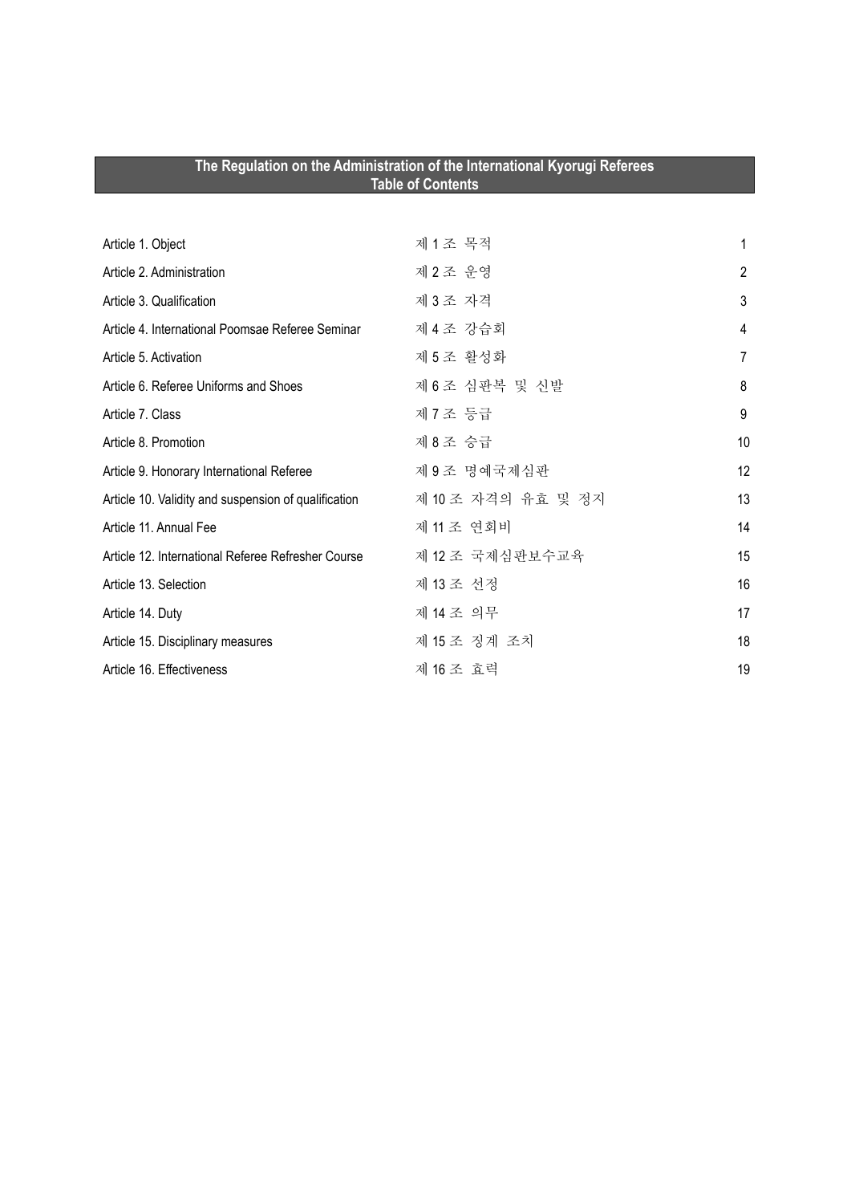# The Regulation on the Administration of the International Kyorugi Referees
## Table of Contents

| | | |
|---|---|---|
| Article 1. Object | 제 1 조 목적 | 1 |
| Article 2. Administration | 제 2 조 운영 | 2 |
| Article 3. Qualification | 제 3 조 자격 | 3 |
| Article 4. International Poomsae Referee Seminar | 제 4 조 강습회 | 4 |
| Article 5. Activation | 제 5 조 활성화 | 7 |
| Article 6. Referee Uniforms and Shoes | 제 6 조 심판복 및 신발 | 8 |
| Article 7. Class | 제 7 조 등급 | 9 |
| Article 8. Promotion | 제 8 조 승급 | 10 |
| Article 9. Honorary International Referee | 제 9 조 명예국제심판 | 12 |
| Article 10. Validity and suspension of qualification | 제 10 조 자격의 유효 및 정지 | 13 |
| Article 11. Annual Fee | 제 11 조 연회비 | 14 |
| Article 12. International Referee Refresher Course | 제 12 조 국제심판보수교육 | 15 |
| Article 13. Selection | 제 13 조 선정 | 16 |
| Article 14. Duty | 제 14 조 의무 | 17 |
| Article 15. Disciplinary measures | 제 15 조 징계 조치 | 18 |
| Article 16. Effectiveness | 제 16 조 효력 | 19 |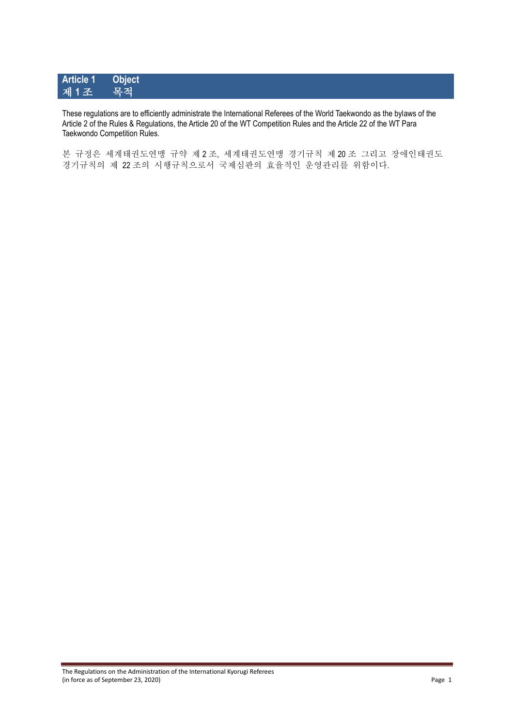## Article 1 Object
## 제 1 조 목적

These regulations are to efficiently administrate the International Referees of the World Taekwondo as the bylaws of the Article 2 of the Rules & Regulations, the Article 20 of the WT Competition Rules and the Article 22 of the WT Para Taekwondo Competition Rules.

본 규정은 세계태권도연맹 규약 제 2 조, 세계태권도연맹 경기규칙 제 20 조 그리고 장애인태권도 경기규칙의 제 22 조의 시행규칙으로서 국제심판의 효율적인 운영관리를 위함이다.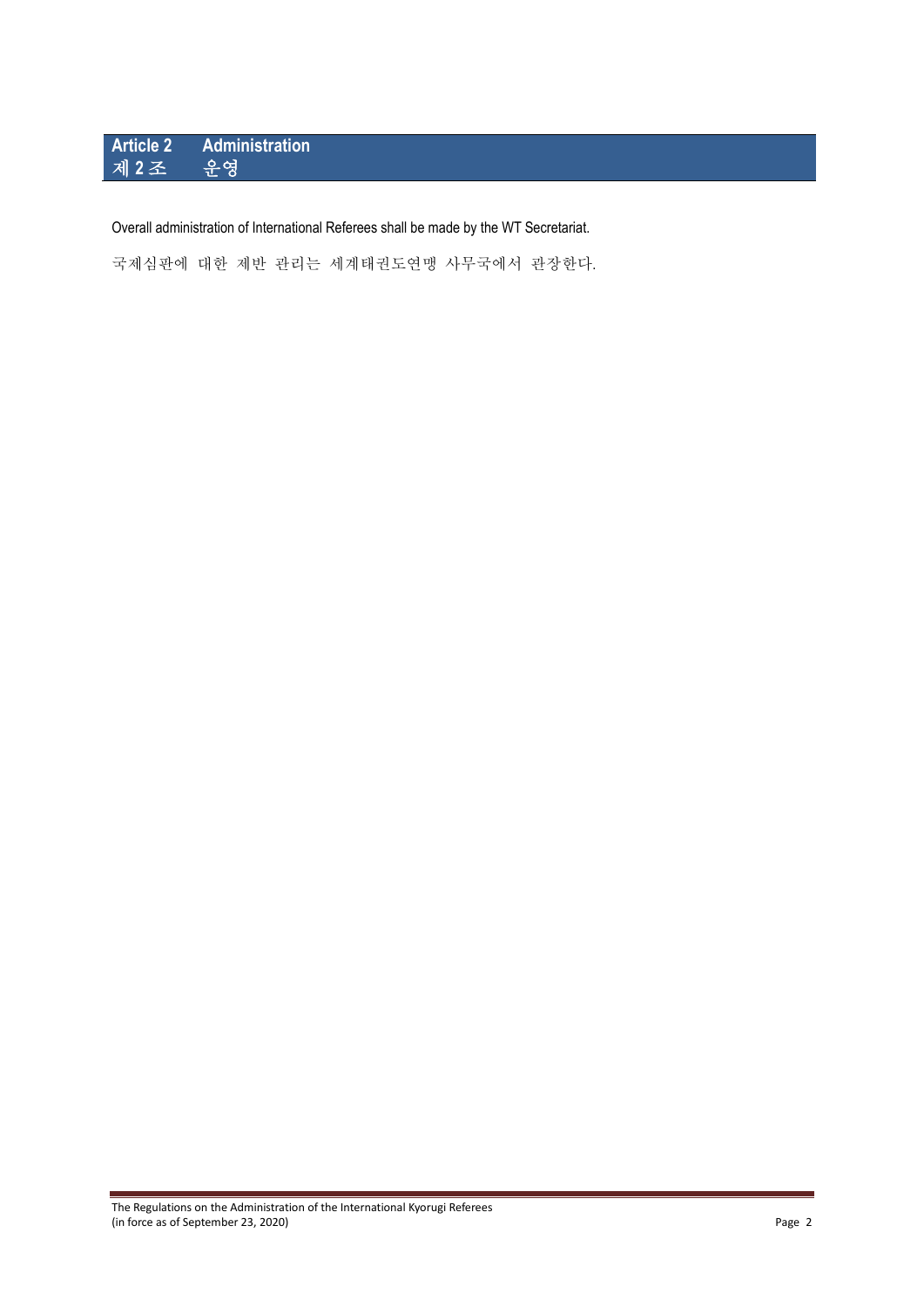## Article 2 Administration
## 제 2 조 운영

Overall administration of International Referees shall be made by the WT Secretariat.

국제심판에 대한 제반 관리는 세계태권도연맹 사무국에서 관장한다.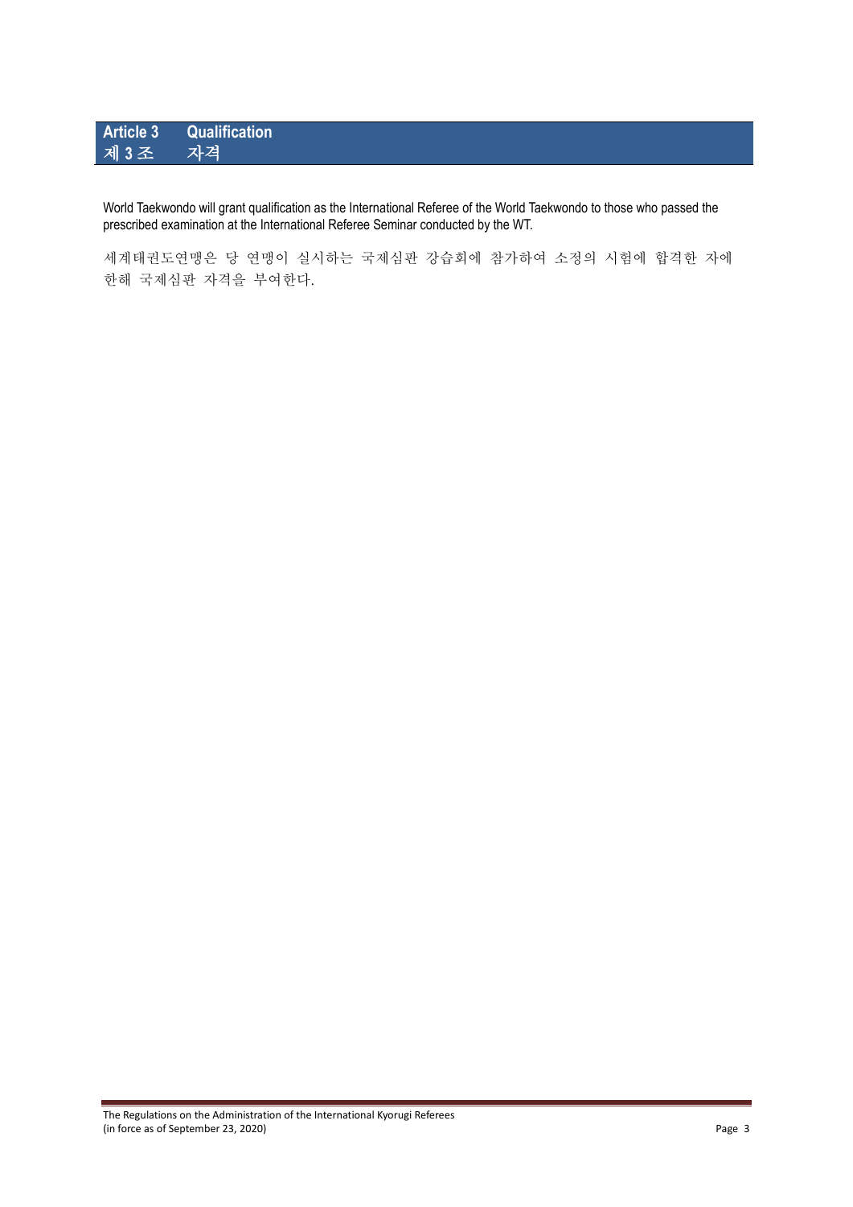## Article 3 Qualification
## 제 3 조 자격

World Taekwondo will grant qualification as the International Referee of the World Taekwondo to those who passed the prescribed examination at the International Referee Seminar conducted by the WT.

세계태권도연맹은 당 연맹이 실시하는 국제심판 강습회에 참가하여 소정의 시험에 합격한 자에 한해 국제심판 자격을 부여한다.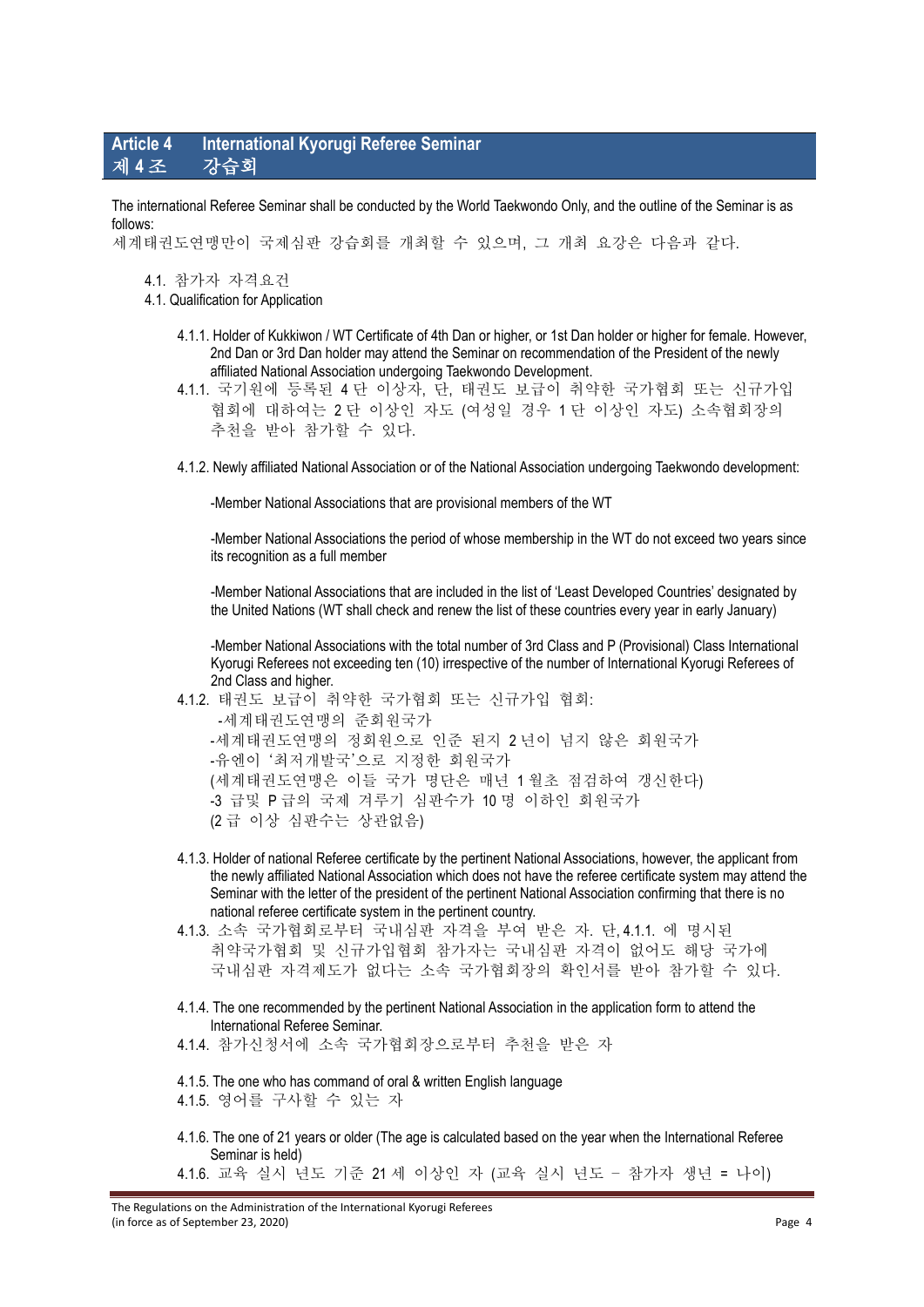## Article 4 International Kyorugi Referee Seminar
## 제 4 조 강습회

The international Referee Seminar shall be conducted by the World Taekwondo Only, and the outline of the Seminar is as follows:
세계태권도연맹만이 국제심판 강습회를 개최할 수 있으며, 그 개최 요강은 다음과 같다.

4.1. 참가자 자격요건
4.1. Qualification for Application

4.1.1. Holder of Kukkiwon / WT Certificate of 4th Dan or higher, or 1st Dan holder or higher for female. However, 2nd Dan or 3rd Dan holder may attend the Seminar on recommendation of the President of the newly affiliated National Association undergoing Taekwondo Development.
4.1.1. 국기원에 등록된 4 단 이상자, 단, 태권도 보급이 취약한 국가협회 또는 신규가입 협회에 대하여는 2 단 이상인 자도 (여성일 경우 1 단 이상인 자도) 소속협회장의 추천을 받아 참가할 수 있다.

4.1.2. Newly affiliated National Association or of the National Association undergoing Taekwondo development:

-Member National Associations that are provisional members of the WT

-Member National Associations the period of whose membership in the WT do not exceed two years since its recognition as a full member

-Member National Associations that are included in the list of 'Least Developed Countries' designated by the United Nations (WT shall check and renew the list of these countries every year in early January)

-Member National Associations with the total number of 3rd Class and P (Provisional) Class International Kyorugi Referees not exceeding ten (10) irrespective of the number of International Kyorugi Referees of 2nd Class and higher.

4.1.2. 태권도 보급이 취약한 국가협회 또는 신규가입 협회:
-세계태권도연맹의 준회원국가
-세계태권도연맹의 정회원으로 인준 된지 2 년이 넘지 않은 회원국가
-유엔이 '최저개발국'으로 지정한 회원국가
(세계태권도연맹은 이들 국가 명단은 매년 1 월초 점검하여 갱신한다)
-3 급및 P 급의 국제 겨루기 심판수가 10 명 이하인 회원국가
(2 급 이상 심판수는 상관없음)

4.1.3. Holder of national Referee certificate by the pertinent National Associations, however, the applicant from the newly affiliated National Association which does not have the referee certificate system may attend the Seminar with the letter of the president of the pertinent National Association confirming that there is no national referee certificate system in the pertinent country.
4.1.3. 소속 국가협회로부터 국내심판 자격을 부여 받은 자. 단, 4.1.1. 에 명시된 취약국가협회 및 신규가입협회 참가자는 국내심판 자격이 없어도 해당 국가에 국내심판 자격제도가 없다는 소속 국가협회장의 확인서를 받아 참가할 수 있다.

4.1.4. The one recommended by the pertinent National Association in the application form to attend the International Referee Seminar.
4.1.4. 참가신청서에 소속 국가협회장으로부터 추천을 받은 자

4.1.5. The one who has command of oral & written English language
4.1.5. 영어를 구사할 수 있는 자

4.1.6. The one of 21 years or older (The age is calculated based on the year when the International Referee Seminar is held)
4.1.6. 교육 실시 년도 기준 21 세 이상인 자 (교육 실시 년도 – 참가자 생년 = 나이)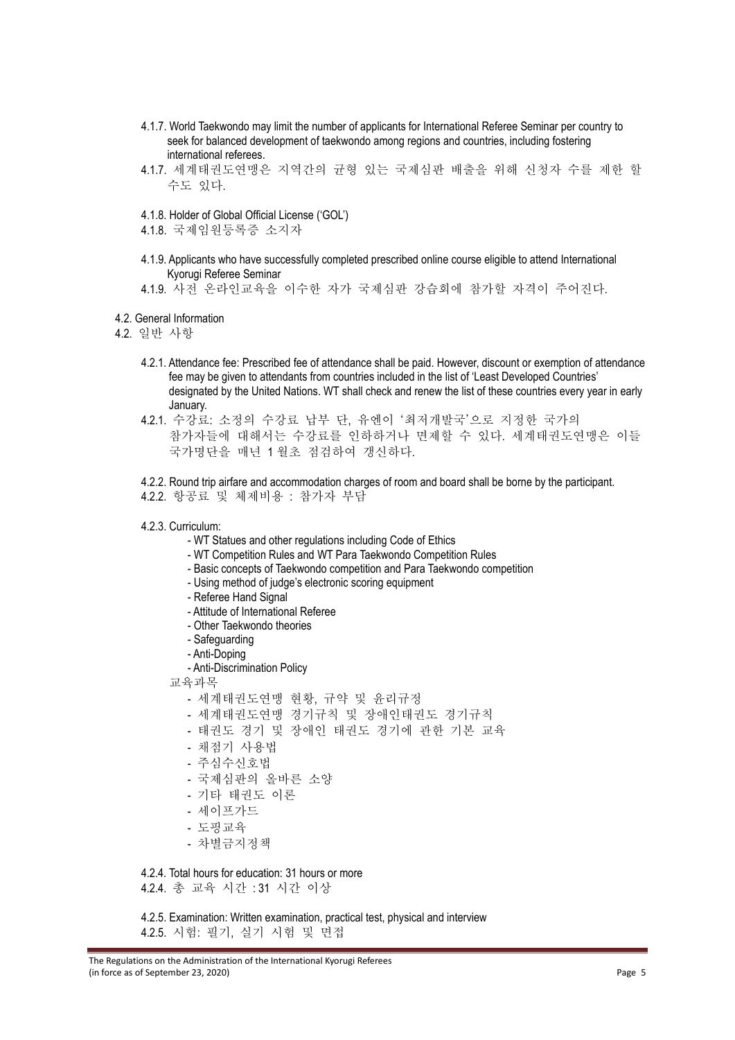4.1.7. World Taekwondo may limit the number of applicants for International Referee Seminar per country to seek for balanced development of taekwondo among regions and countries, including fostering international referees.

4.1.7. 세계태권도연맹은 지역간의 균형 있는 국제심판 배출을 위해 신청자 수를 제한 할 수도 있다.

4.1.8. Holder of Global Official License ('GOL')

4.1.8. 국제임원등록증 소지자

4.1.9. Applicants who have successfully completed prescribed online course eligible to attend International Kyorugi Referee Seminar

4.1.9. 사전 온라인교육을 이수한 자가 국제심판 강습회에 참가할 자격이 주어진다.

4.2. General Information

4.2. 일반 사항

4.2.1. Attendance fee: Prescribed fee of attendance shall be paid. However, discount or exemption of attendance fee may be given to attendants from countries included in the list of 'Least Developed Countries' designated by the United Nations. WT shall check and renew the list of these countries every year in early January.

4.2.1. 수강료: 소정의 수강료 납부 단, 유엔이 '최저개발국'으로 지정한 국가의 참가자들에 대해서는 수강료를 인하하거나 면제할 수 있다. 세계태권도연맹은 이들 국가명단을 매년 1 월초 점검하여 갱신하다.

4.2.2. Round trip airfare and accommodation charges of room and board shall be borne by the participant.

4.2.2. 항공료 및 체제비용 : 참가자 부담

4.2.3. Curriculum:

- WT Statues and other regulations including Code of Ethics
- WT Competition Rules and WT Para Taekwondo Competition Rules
- Basic concepts of Taekwondo competition and Para Taekwondo competition
- Using method of judge's electronic scoring equipment
- Referee Hand Signal
- Attitude of International Referee
- Other Taekwondo theories
- Safeguarding
- Anti-Doping
- Anti-Discrimination Policy

교육과목

- 세계태권도연맹 현황, 규약 및 윤리규정
- 세계태권도연맹 경기규칙 및 장애인태권도 경기규칙
- 태권도 경기 및 장애인 태권도 경기에 관한 기본 교육
- 채점기 사용법
- 주심수신호법
- 국제심판의 올바른 소양
- 기타 태권도 이론
- 세이프가드
- 도핑교육
- 차별금지정책

4.2.4. Total hours for education: 31 hours or more

4.2.4. 총 교육 시간 : 31 시간 이상

4.2.5. Examination: Written examination, practical test, physical and interview

4.2.5. 시험: 필기, 실기 시험 및 면접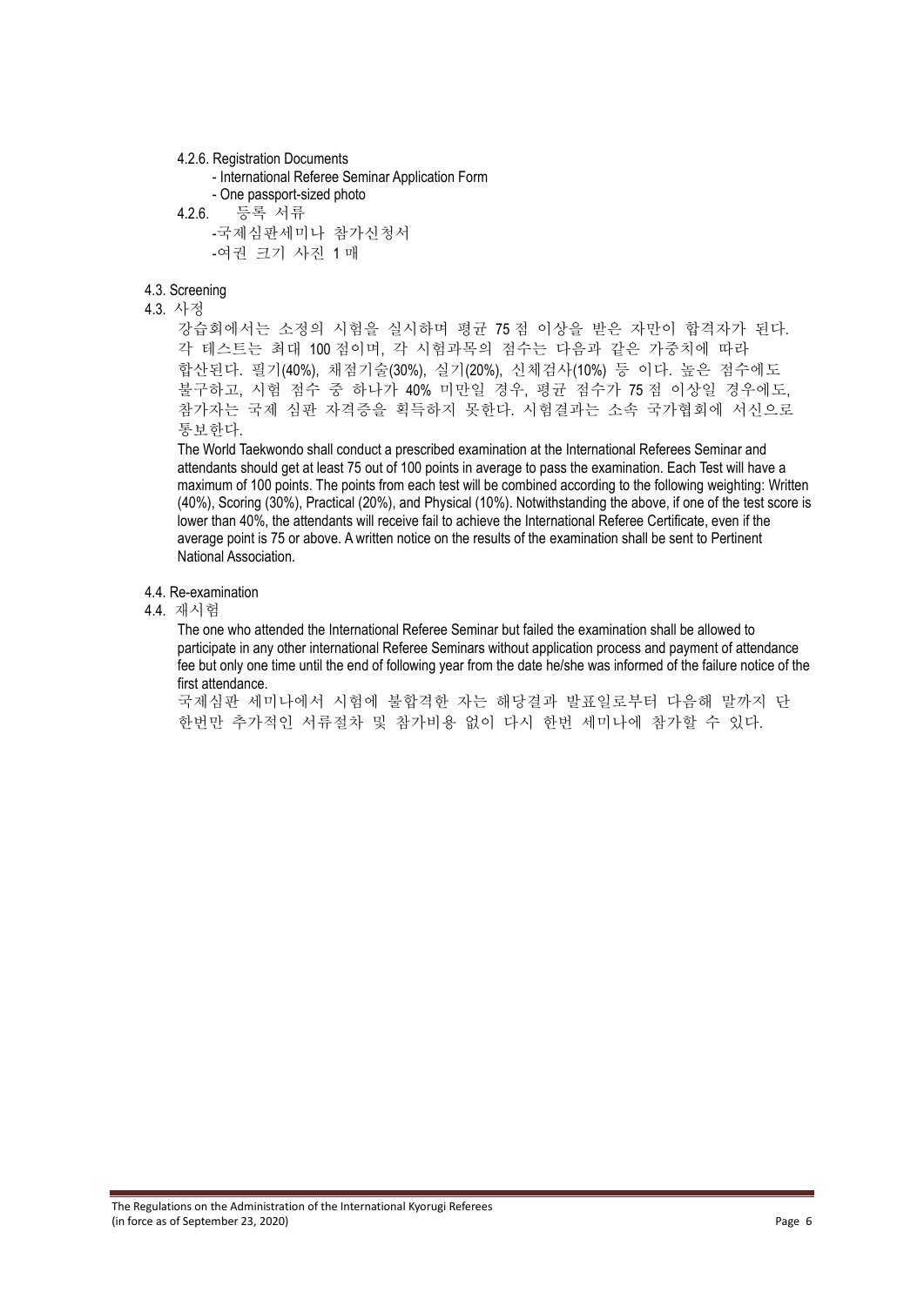4.2.6. Registration Documents

- International Referee Seminar Application Form
- One passport-sized photo

4.2.6. 등록 서류

- 국제심판세미나 참가신청서
- 여권 크기 사진 1 매

### 4.3. Screening

### 4.3. 사정

강습회에서는 소정의 시험을 실시하며 평균 75 점 이상을 받은 자만이 합격자가 된다. 각 테스트는 최대 100 점이며, 각 시험과목의 점수는 다음과 같은 가중치에 따라 합산된다. 필기(40%), 채점기술(30%), 실기(20%), 신체검사(10%) 등 이다. 높은 점수에도 불구하고, 시험 점수 중 하나가 40% 미만일 경우, 평균 점수가 75 점 이상일 경우에도, 참가자는 국제 심판 자격증을 획득하지 못한다. 시험결과는 소속 국가협회에 서신으로 통보한다.

The World Taekwondo shall conduct a prescribed examination at the International Referees Seminar and attendants should get at least 75 out of 100 points in average to pass the examination. Each Test will have a maximum of 100 points. The points from each test will be combined according to the following weighting: Written (40%), Scoring (30%), Practical (20%), and Physical (10%). Notwithstanding the above, if one of the test score is lower than 40%, the attendants will receive fail to achieve the International Referee Certificate, even if the average point is 75 or above. A written notice on the results of the examination shall be sent to Pertinent National Association.

### 4.4. Re-examination

### 4.4. 재시험

The one who attended the International Referee Seminar but failed the examination shall be allowed to participate in any other international Referee Seminars without application process and payment of attendance fee but only one time until the end of following year from the date he/she was informed of the failure notice of the first attendance.

국제심판 세미나에서 시험에 불합격한 자는 해당결과 발표일로부터 다음해 말까지 단 한번만 추가적인 서류절차 및 참가비용 없이 다시 한번 세미나에 참가할 수 있다.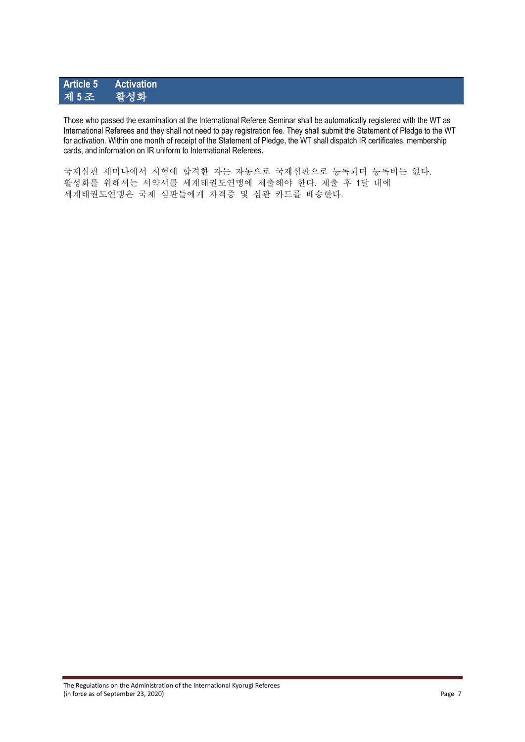## Article 5 Activation
## 제 5 조 활성화

Those who passed the examination at the International Referee Seminar shall be automatically registered with the WT as International Referees and they shall not need to pay registration fee. They shall submit the Statement of Pledge to the WT for activation. Within one month of receipt of the Statement of Pledge, the WT shall dispatch IR certificates, membership cards, and information on IR uniform to International Referees.

국제심판 세미나에서 시험에 합격한 자는 자동으로 국제심판으로 등록되며 등록비는 없다. 활성화를 위해서는 서약서를 세계태권도연맹에 제출해야 한다. 제출 후 1달 내에 세계태권도연맹은 국제 심판들에게 자격증 및 심판 카드를 배송한다.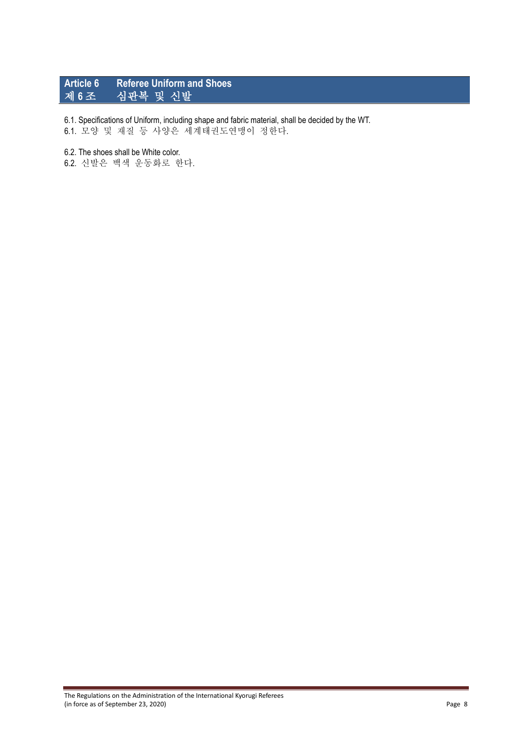## Article 6 Referee Uniform and Shoes
## 제 6 조 심판복 및 신발

6.1. Specifications of Uniform, including shape and fabric material, shall be decided by the WT.
6.1. 모양 및 재질 등 사양은 세계태권도연맹이 정한다.

6.2. The shoes shall be White color.
6.2. 신발은 백색 운동화로 한다.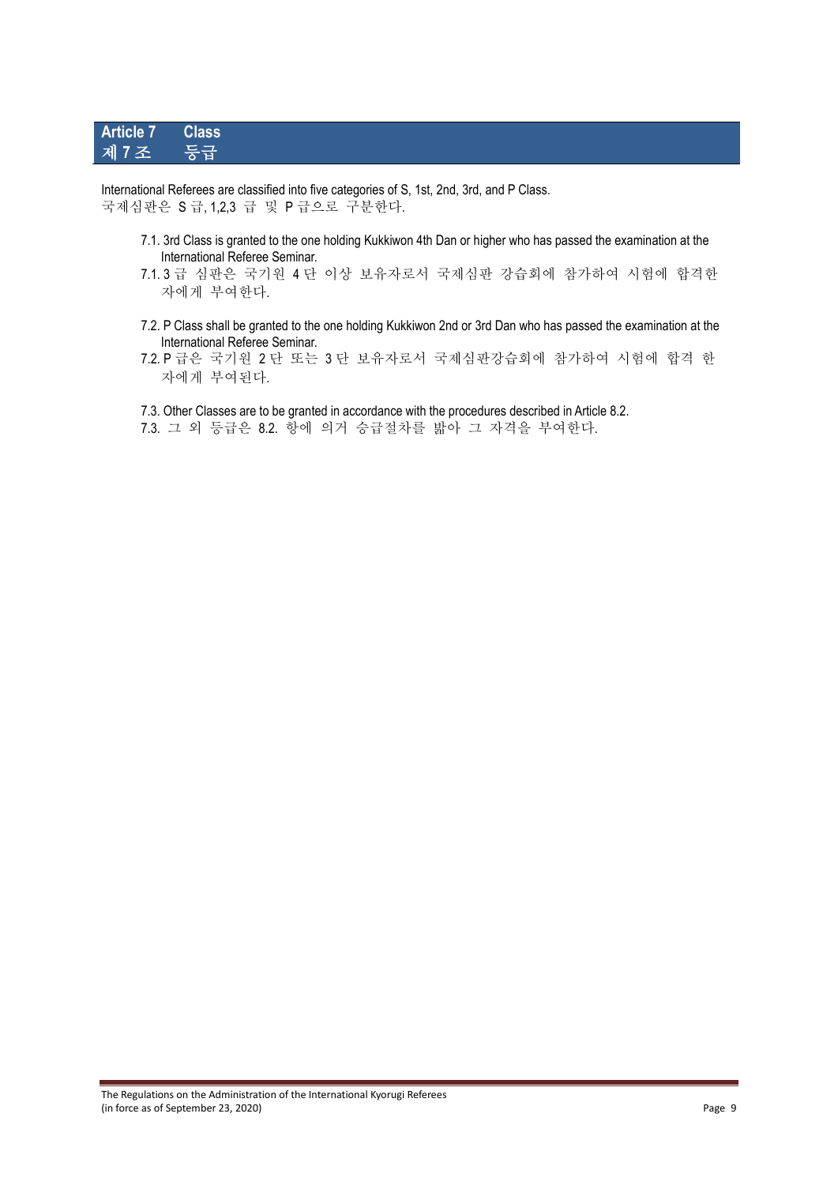## Article 7 Class
## 제 7 조 등급

International Referees are classified into five categories of S, 1st, 2nd, 3rd, and P Class.
국제심판은 S 급, 1,2,3 급 및 P 급으로 구분한다.

7.1. 3rd Class is granted to the one holding Kukkiwon 4th Dan or higher who has passed the examination at the International Referee Seminar.
7.1. 3 급 심판은 국기원 4 단 이상 보유자로서 국제심판 강습회에 참가하여 시험에 합격한 자에게 부여한다.

7.2. P Class shall be granted to the one holding Kukkiwon 2nd or 3rd Dan who has passed the examination at the International Referee Seminar.
7.2. P 급은 국기원 2 단 또는 3 단 보유자로서 국제심판강습회에 참가하여 시험에 합격 한 자에게 부여된다.

7.3. Other Classes are to be granted in accordance with the procedures described in Article 8.2.
7.3. 그 외 등급은 8.2. 항에 의거 승급절차를 밟아 그 자격을 부여한다.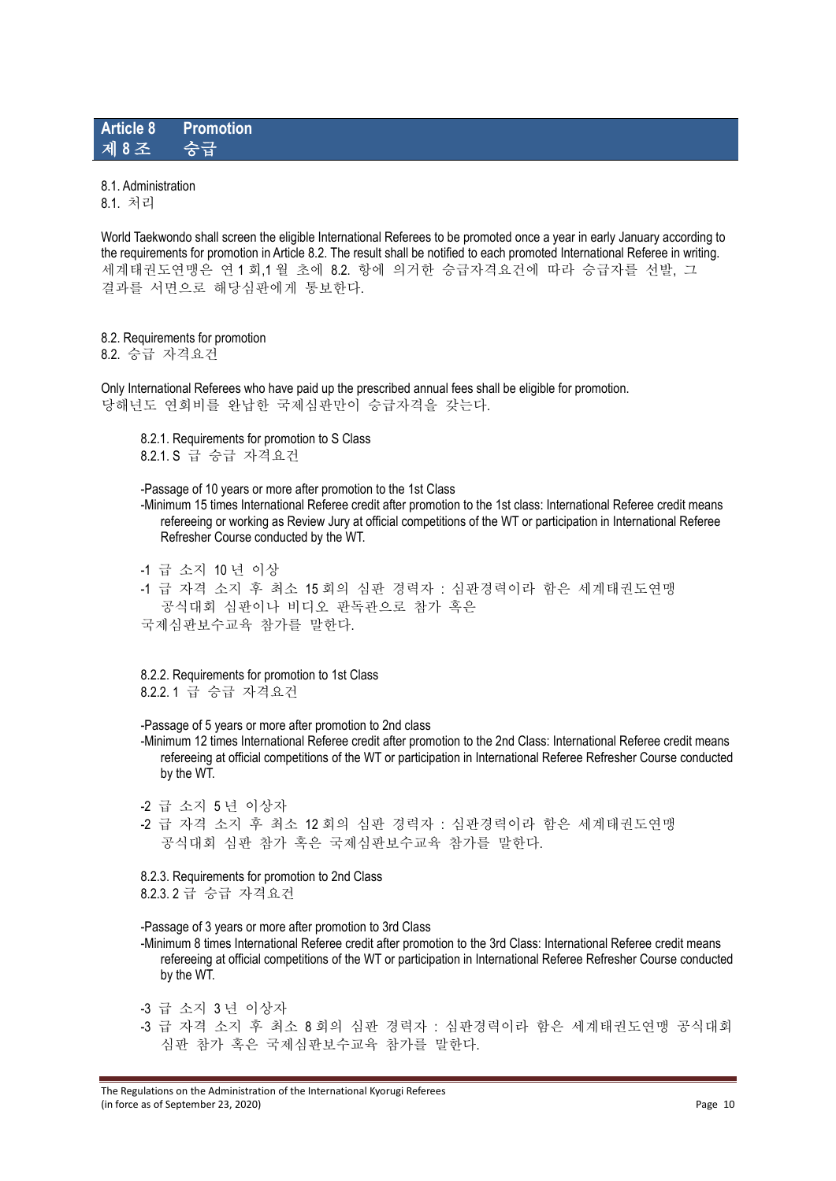## Article 8 Promotion
## 제 8 조 승급

8.1. Administration
8.1. 처리

World Taekwondo shall screen the eligible International Referees to be promoted once a year in early January according to the requirements for promotion in Article 8.2. The result shall be notified to each promoted International Referee in writing.
세계태권도연맹은 연 1 회,1 월 초에 8.2. 항에 의거한 승급자격요건에 따라 승급자를 선발, 그 결과를 서면으로 해당심판에게 통보한다.

8.2. Requirements for promotion
8.2. 승급 자격요건

Only International Referees who have paid up the prescribed annual fees shall be eligible for promotion.
당해년도 연회비를 완납한 국제심판만이 승급자격을 갖는다.

8.2.1. Requirements for promotion to S Class
8.2.1. S 급 승급 자격요건

- Passage of 10 years or more after promotion to the 1st Class
- Minimum 15 times International Referee credit after promotion to the 1st class: International Referee credit means refereeing or working as Review Jury at official competitions of the WT or participation in International Referee Refresher Course conducted by the WT.

- 1 급 소지 10 년 이상
- 1 급 자격 소지 후 최소 15 회의 심판 경력자 : 심판경력이라 함은 세계태권도연맹 공식대회 심판이나 비디오 판독관으로 참가 혹은 국제심판보수교육 참가를 말한다.

8.2.2. Requirements for promotion to 1st Class
8.2.2. 1 급 승급 자격요건

- Passage of 5 years or more after promotion to 2nd class
- Minimum 12 times International Referee credit after promotion to the 2nd Class: International Referee credit means refereeing at official competitions of the WT or participation in International Referee Refresher Course conducted by the WT.

- 2 급 소지 5 년 이상자
- 2 급 자격 소지 후 최소 12 회의 심판 경력자 : 심판경력이라 함은 세계태권도연맹 공식대회 심판 참가 혹은 국제심판보수교육 참가를 말한다.

8.2.3. Requirements for promotion to 2nd Class
8.2.3. 2 급 승급 자격요건

- Passage of 3 years or more after promotion to 3rd Class
- Minimum 8 times International Referee credit after promotion to the 3rd Class: International Referee credit means refereeing at official competitions of the WT or participation in International Referee Refresher Course conducted by the WT.

- 3 급 소지 3 년 이상자
- 3 급 자격 소지 후 최소 8 회의 심판 경력자 : 심판경력이라 함은 세계태권도연맹 공식대회 심판 참가 혹은 국제심판보수교육 참가를 말한다.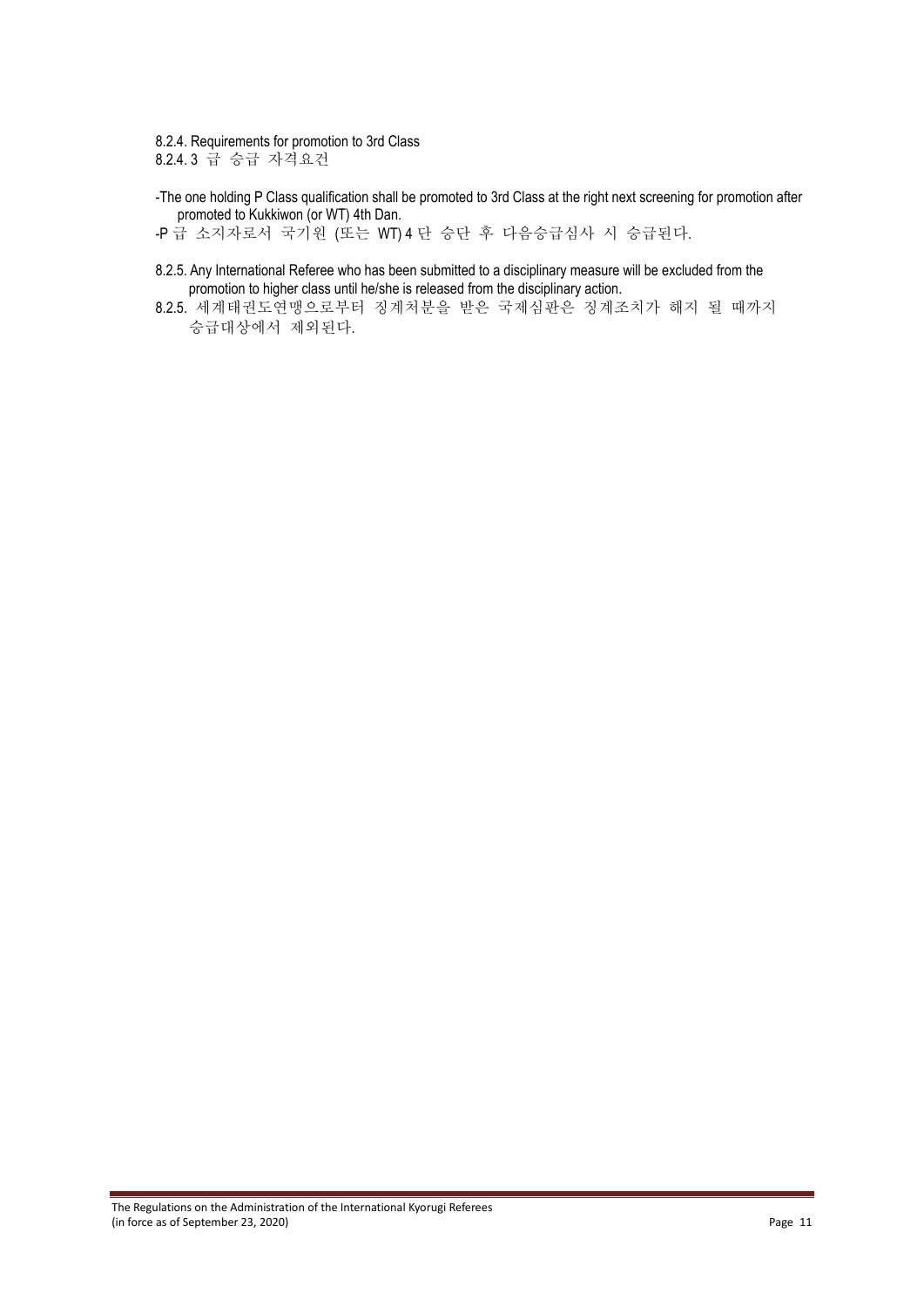8.2.4. Requirements for promotion to 3rd Class
8.2.4. 3 급 승급 자격요건

-The one holding P Class qualification shall be promoted to 3rd Class at the right next screening for promotion after promoted to Kukkiwon (or WT) 4th Dan.
-P 급 소지자로서 국기원 (또는 WT) 4 단 승단 후 다음승급심사 시 승급된다.

8.2.5. Any International Referee who has been submitted to a disciplinary measure will be excluded from the promotion to higher class until he/she is released from the disciplinary action.
8.2.5. 세계태권도연맹으로부터 징계처분을 받은 국제심판은 징계조치가 해지 될 때까지 승급대상에서 제외된다.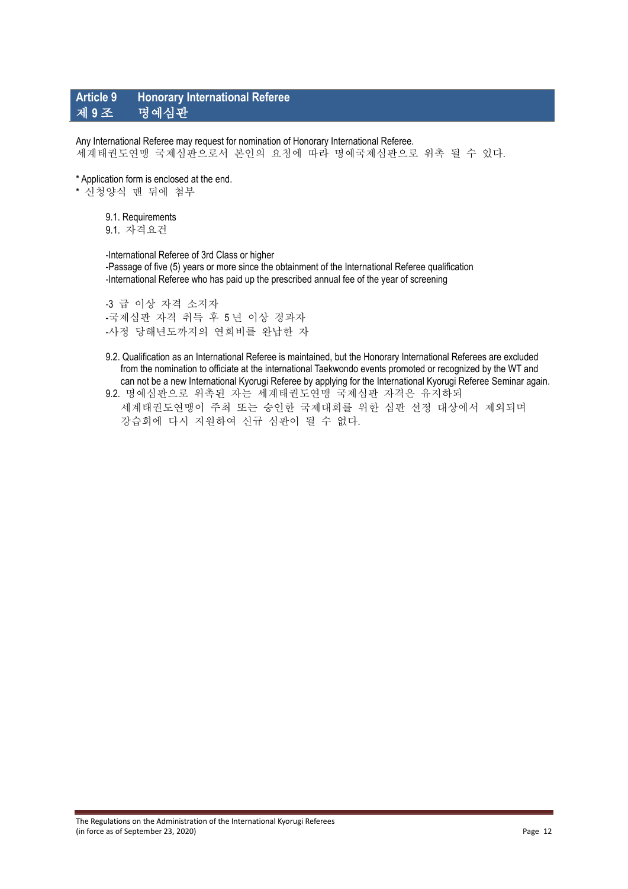## Article 9　Honorary International Referee
## 제 9 조　명예심판

Any International Referee may request for nomination of Honorary International Referee.
세계태권도연맹 국제심판으로서 본인의 요청에 따라 명예국제심판으로 위촉 될 수 있다.

* Application form is enclosed at the end.
* 신청양식 맨 뒤에 첨부

9.1. Requirements
9.1. 자격요건

-International Referee of 3rd Class or higher
-Passage of five (5) years or more since the obtainment of the International Referee qualification
-International Referee who has paid up the prescribed annual fee of the year of screening

-3 급 이상 자격 소지자
-국제심판 자격 취득 후 5 년 이상 경과자
-사정 당해년도까지의 연회비를 완납한 자

9.2. Qualification as an International Referee is maintained, but the Honorary International Referees are excluded from the nomination to officiate at the international Taekwondo events promoted or recognized by the WT and can not be a new International Kyorugi Referee by applying for the International Kyorugi Referee Seminar again.
9.2. 명예심판으로 위촉된 자는 세계태권도연맹 국제심판 자격은 유지하되 세계태권도연맹이 주최 또는 승인한 국제대회를 위한 심판 선정 대상에서 제외되며 강습회에 다시 지원하여 신규 심판이 될 수 없다.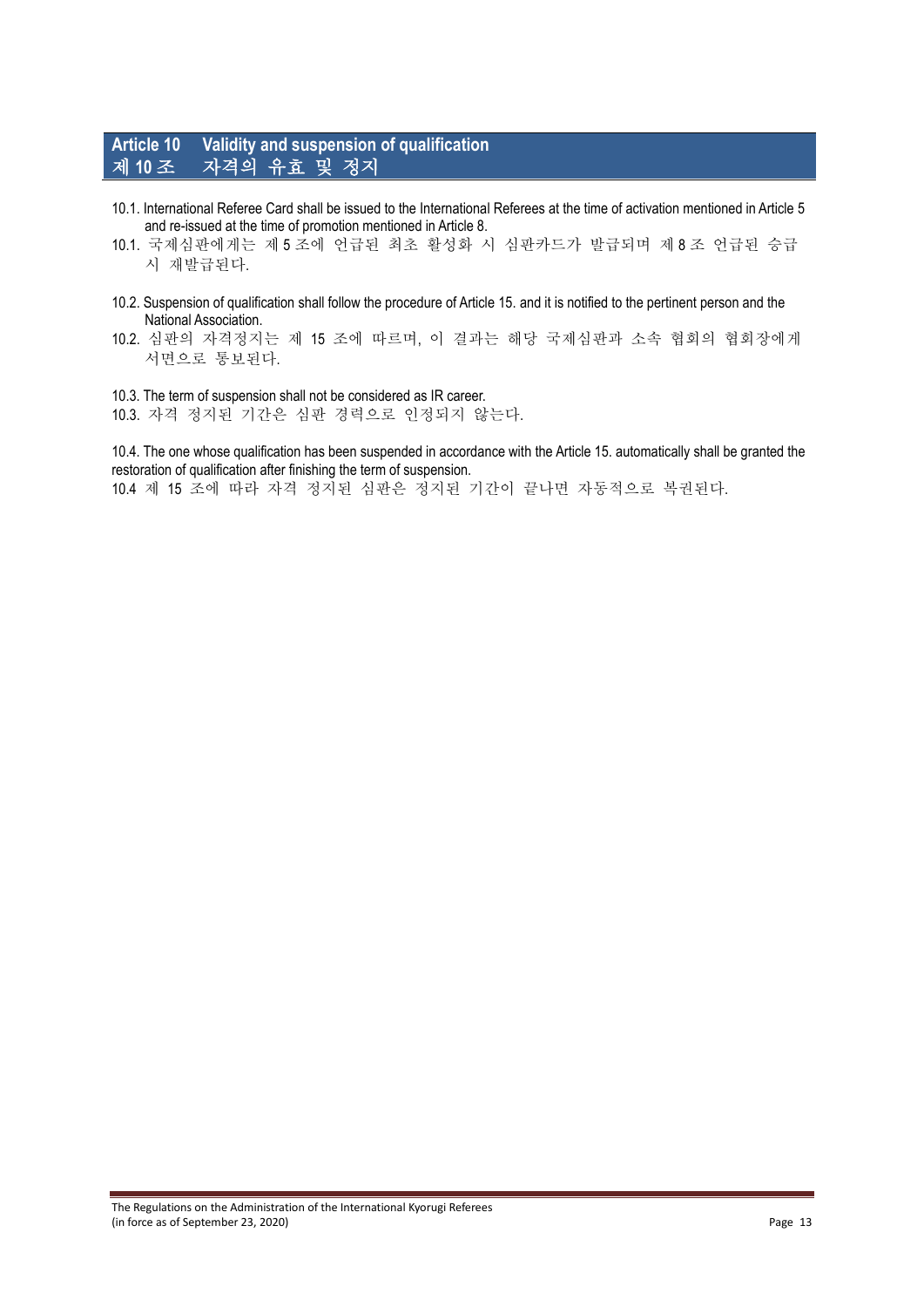## Article 10 Validity and suspension of qualification
## 제 10 조 자격의 유효 및 정지

10.1. International Referee Card shall be issued to the International Referees at the time of activation mentioned in Article 5 and re-issued at the time of promotion mentioned in Article 8.

10.1. 국제심판에게는 제 5 조에 언급된 최초 활성화 시 심판카드가 발급되며 제 8 조 언급된 승급 시 재발급된다.

10.2. Suspension of qualification shall follow the procedure of Article 15. and it is notified to the pertinent person and the National Association.

10.2. 심판의 자격정지는 제 15 조에 따르며, 이 결과는 해당 국제심판과 소속 협회의 협회장에게 서면으로 통보된다.

10.3. The term of suspension shall not be considered as IR career.

10.3. 자격 정지된 기간은 심판 경력으로 인정되지 않는다.

10.4. The one whose qualification has been suspended in accordance with the Article 15. automatically shall be granted the restoration of qualification after finishing the term of suspension.

10.4 제 15 조에 따라 자격 정지된 심판은 정지된 기간이 끝나면 자동적으로 복권된다.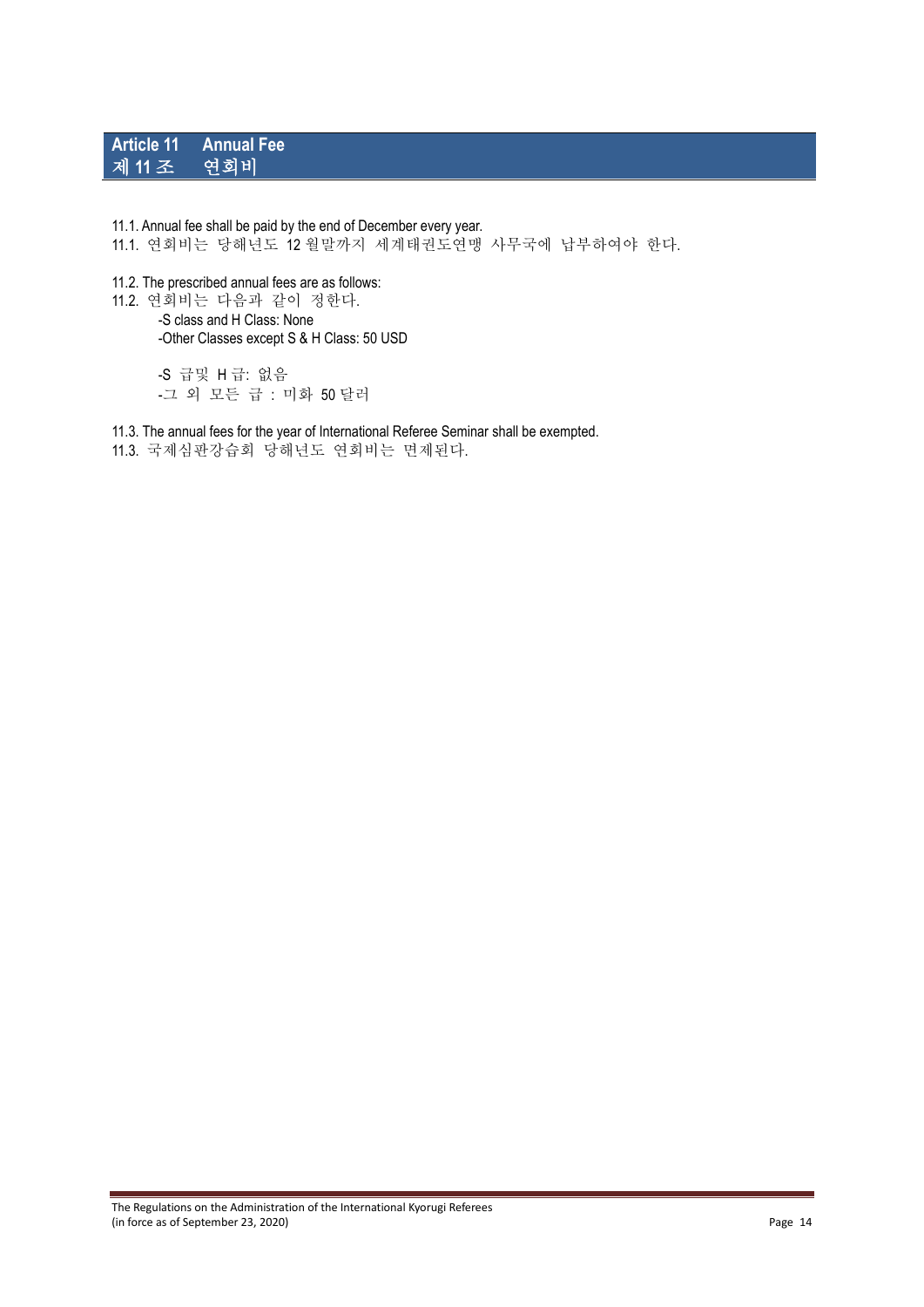## Article 11 Annual Fee
## 제 11 조 연회비

11.1. Annual fee shall be paid by the end of December every year.
11.1. 연회비는 당해년도 12 월말까지 세계태권도연맹 사무국에 납부하여야 한다.

11.2. The prescribed annual fees are as follows:
11.2. 연회비는 다음과 같이 정한다.

- -S class and H Class: None
- -Other Classes except S & H Class: 50 USD

- -S 급및 H 급: 없음
- -그 외 모든 급 : 미화 50 달러

11.3. The annual fees for the year of International Referee Seminar shall be exempted.
11.3. 국제심판강습회 당해년도 연회비는 면제된다.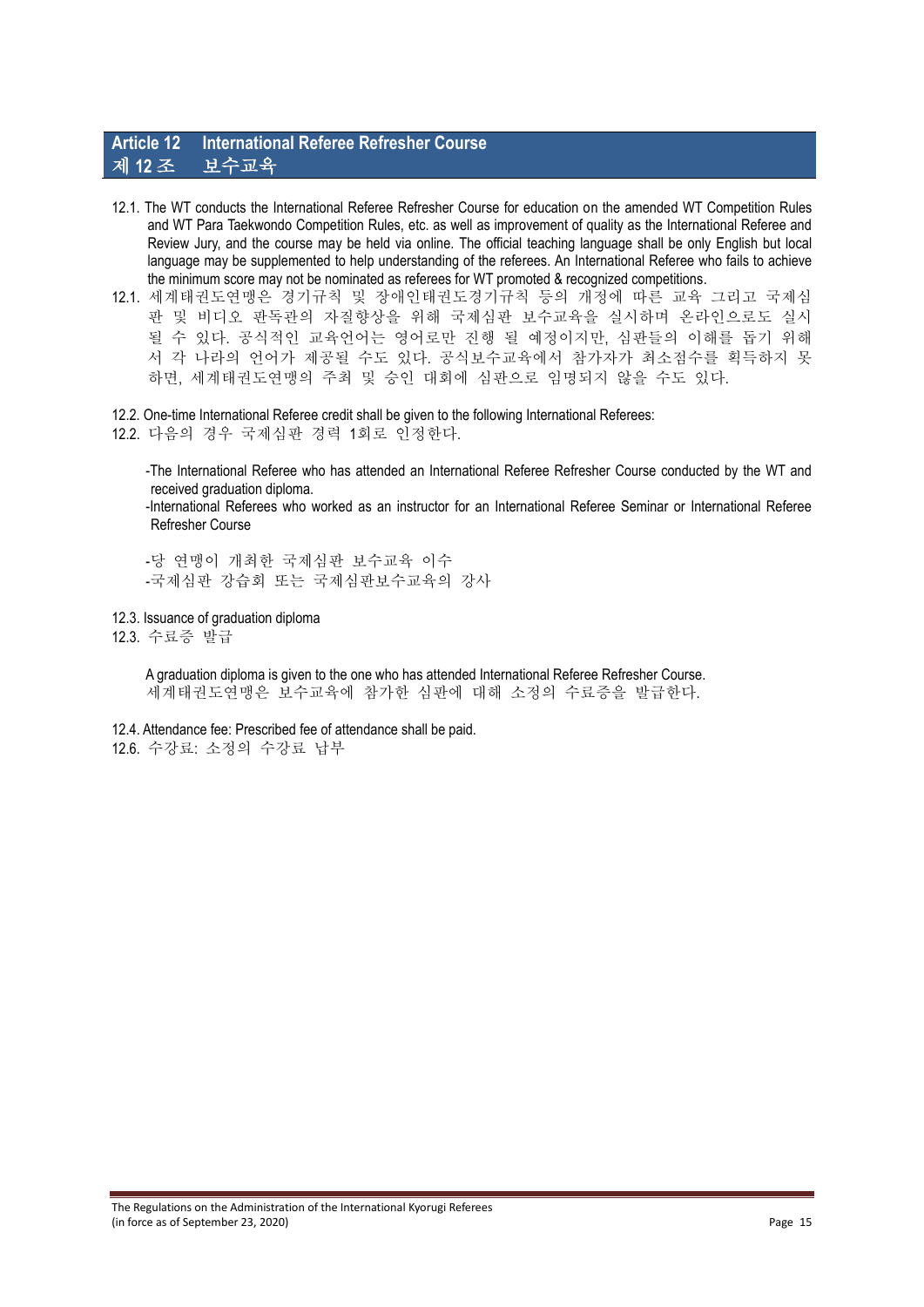## Article 12 International Referee Refresher Course
## 제 12 조 보수교육

12.1. The WT conducts the International Referee Refresher Course for education on the amended WT Competition Rules and WT Para Taekwondo Competition Rules, etc. as well as improvement of quality as the International Referee and Review Jury, and the course may be held via online. The official teaching language shall be only English but local language may be supplemented to help understanding of the referees. An International Referee who fails to achieve the minimum score may not be nominated as referees for WT promoted & recognized competitions.

12.1. 세계태권도연맹은 경기규칙 및 장애인태권도경기규칙 등의 개정에 따른 교육 그리고 국제심판 및 비디오 판독관의 자질향상을 위해 국제심판 보수교육을 실시하며 온라인으로도 실시 될 수 있다. 공식적인 교육언어는 영어로만 진행 될 예정이지만, 심판들의 이해를 돕기 위해서 각 나라의 언어가 제공될 수도 있다. 공식보수교육에서 참가자가 최소점수를 획득하지 못하면, 세계태권도연맹의 주최 및 승인 대회에 심판으로 임명되지 않을 수도 있다.

12.2. One-time International Referee credit shall be given to the following International Referees:

12.2. 다음의 경우 국제심판 경력 1회로 인정한다.

-The International Referee who has attended an International Referee Refresher Course conducted by the WT and received graduation diploma.
-International Referees who worked as an instructor for an International Referee Seminar or International Referee Refresher Course

-당 연맹이 개최한 국제심판 보수교육 이수
-국제심판 강습회 또는 국제심판보수교육의 강사

12.3. Issuance of graduation diploma

12.3. 수료증 발급

A graduation diploma is given to the one who has attended International Referee Refresher Course.
세계태권도연맹은 보수교육에 참가한 심판에 대해 소정의 수료증을 발급한다.

12.4. Attendance fee: Prescribed fee of attendance shall be paid.

12.6. 수강료: 소정의 수강료 납부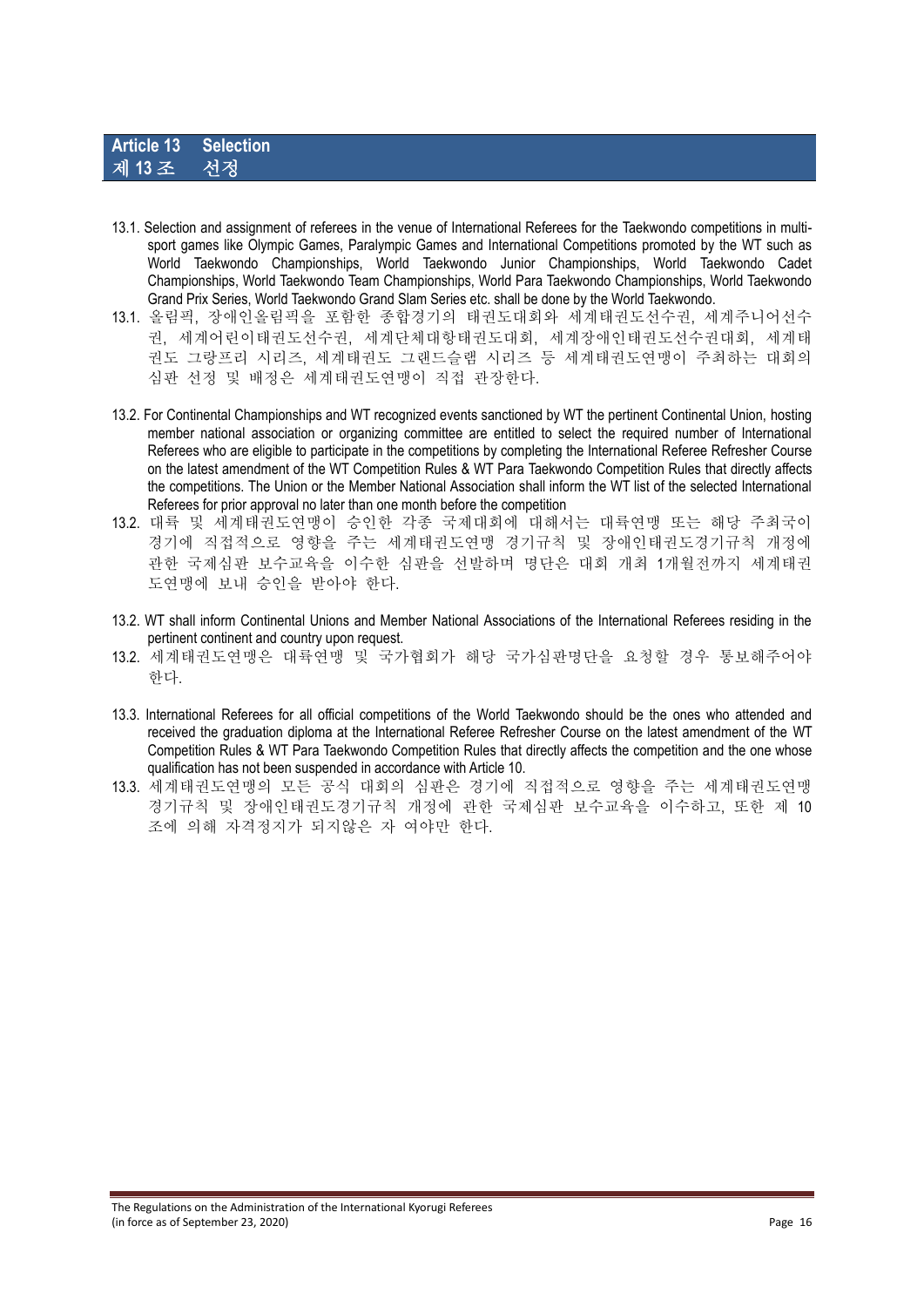## Article 13 Selection
## 제 13 조 선정

13.1. Selection and assignment of referees in the venue of International Referees for the Taekwondo competitions in multi-sport games like Olympic Games, Paralympic Games and International Competitions promoted by the WT such as World Taekwondo Championships, World Taekwondo Junior Championships, World Taekwondo Cadet Championships, World Taekwondo Team Championships, World Para Taekwondo Championships, World Taekwondo Grand Prix Series, World Taekwondo Grand Slam Series etc. shall be done by the World Taekwondo.

13.1. 올림픽, 장애인올림픽을 포함한 종합경기의 태권도대회와 세계태권도선수권, 세계주니어선수권, 세계어린이태권도선수권, 세계단체대항태권도대회, 세계장애인태권도선수권대회, 세계태권도 그랑프리 시리즈, 세계태권도 그랜드슬램 시리즈 등 세계태권도연맹이 주최하는 대회의 심판 선정 및 배정은 세계태권도연맹이 직접 관장한다.

13.2. For Continental Championships and WT recognized events sanctioned by WT the pertinent Continental Union, hosting member national association or organizing committee are entitled to select the required number of International Referees who are eligible to participate in the competitions by completing the International Referee Refresher Course on the latest amendment of the WT Competition Rules & WT Para Taekwondo Competition Rules that directly affects the competitions. The Union or the Member National Association shall inform the WT list of the selected International Referees for prior approval no later than one month before the competition

13.2. 대륙 및 세계태권도연맹이 승인한 각종 국제대회에 대해서는 대륙연맹 또는 해당 주최국이 경기에 직접적으로 영향을 주는 세계태권도연맹 경기규칙 및 장애인태권도경기규칙 개정에 관한 국제심판 보수교육을 이수한 심판을 선발하며 명단은 대회 개최 1개월전까지 세계태권도연맹에 보내 승인을 받아야 한다.

13.2. WT shall inform Continental Unions and Member National Associations of the International Referees residing in the pertinent continent and country upon request.

13.2. 세계태권도연맹은 대륙연맹 및 국가협회가 해당 국가심판명단을 요청할 경우 통보해주어야 한다.

13.3. International Referees for all official competitions of the World Taekwondo should be the ones who attended and received the graduation diploma at the International Referee Refresher Course on the latest amendment of the WT Competition Rules & WT Para Taekwondo Competition Rules that directly affects the competition and the one whose qualification has not been suspended in accordance with Article 10.

13.3. 세계태권도연맹의 모든 공식 대회의 심판은 경기에 직접적으로 영향을 주는 세계태권도연맹 경기규칙 및 장애인태권도경기규칙 개정에 관한 국제심판 보수교육을 이수하고, 또한 제 10 조에 의해 자격정지가 되지않은 자 여야만 한다.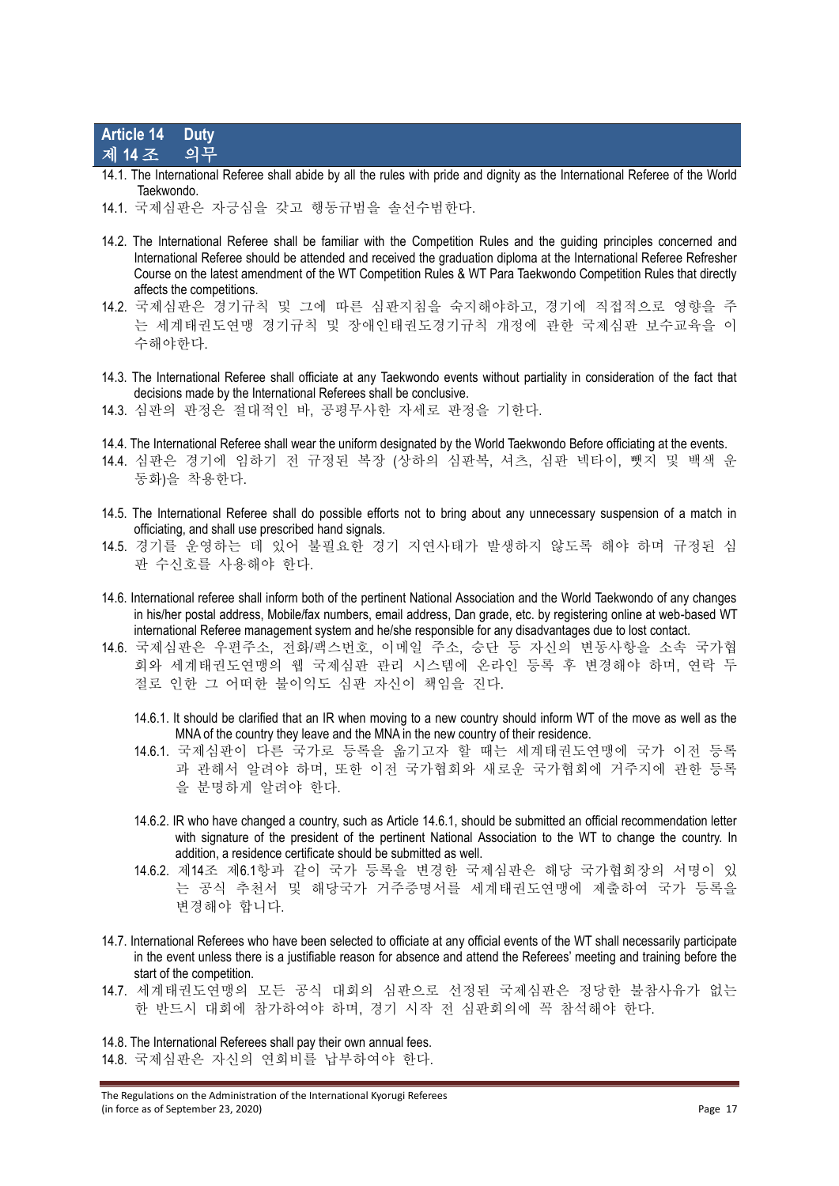## Article 14 Duty
## 제 14 조 의무

14.1. The International Referee shall abide by all the rules with pride and dignity as the International Referee of the World Taekwondo.

14.1. 국제심판은 자긍심을 갖고 행동규범을 솔선수범한다.

14.2. The International Referee shall be familiar with the Competition Rules and the guiding principles concerned and International Referee should be attended and received the graduation diploma at the International Referee Refresher Course on the latest amendment of the WT Competition Rules & WT Para Taekwondo Competition Rules that directly affects the competitions.

14.2. 국제심판은 경기규칙 및 그에 따른 심판지침을 숙지해야하고, 경기에 직접적으로 영향을 주는 세계태권도연맹 경기규칙 및 장애인태권도경기규칙 개정에 관한 국제심판 보수교육을 이수해야한다.

14.3. The International Referee shall officiate at any Taekwondo events without partiality in consideration of the fact that decisions made by the International Referees shall be conclusive.

14.3. 심판의 판정은 절대적인 바, 공평무사한 자세로 판정을 기한다.

14.4. The International Referee shall wear the uniform designated by the World Taekwondo Before officiating at the events.

14.4. 심판은 경기에 임하기 전 규정된 복장 (상하의 심판복, 셔츠, 심판 넥타이, 뺏지 및 백색 운동화)을 착용한다.

14.5. The International Referee shall do possible efforts not to bring about any unnecessary suspension of a match in officiating, and shall use prescribed hand signals.

14.5. 경기를 운영하는 데 있어 불필요한 경기 지연사태가 발생하지 않도록 해야 하며 규정된 심판 수신호를 사용해야 한다.

14.6. International referee shall inform both of the pertinent National Association and the World Taekwondo of any changes in his/her postal address, Mobile/fax numbers, email address, Dan grade, etc. by registering online at web-based WT international Referee management system and he/she responsible for any disadvantages due to lost contact.

14.6. 국제심판은 우편주소, 전화/팩스번호, 이메일 주소, 승단 등 자신의 변동사항을 소속 국가협회와 세계태권도연맹의 웹 국제심판 관리 시스템에 온라인 등록 후 변경해야 하며, 연락 두절로 인한 그 어떠한 불이익도 심판 자신이 책임을 진다.

14.6.1. It should be clarified that an IR when moving to a new country should inform WT of the move as well as the MNA of the country they leave and the MNA in the new country of their residence.

14.6.1. 국제심판이 다른 국가로 등록을 옮기고자 할 때는 세계태권도연맹에 국가 이전 등록과 관해서 알려야 하며, 또한 이전 국가협회와 새로운 국가협회에 거주지에 관한 등록을 분명하게 알려야 한다.

14.6.2. IR who have changed a country, such as Article 14.6.1, should be submitted an official recommendation letter with signature of the president of the pertinent National Association to the WT to change the country. In addition, a residence certificate should be submitted as well.

14.6.2. 제14조 제6.1항과 같이 국가 등록을 변경한 국제심판은 해당 국가협회장의 서명이 있는 공식 추천서 및 해당국가 거주증명서를 세계태권도연맹에 제출하여 국가 등록을 변경해야 합니다.

14.7. International Referees who have been selected to officiate at any official events of the WT shall necessarily participate in the event unless there is a justifiable reason for absence and attend the Referees' meeting and training before the start of the competition.

14.7. 세계태권도연맹의 모든 공식 대회의 심판으로 선정된 국제심판은 정당한 불참사유가 없는 한 반드시 대회에 참가하여야 하며, 경기 시작 전 심판회의에 꼭 참석해야 한다.

14.8. The International Referees shall pay their own annual fees.

14.8. 국제심판은 자신의 연회비를 납부하여야 한다.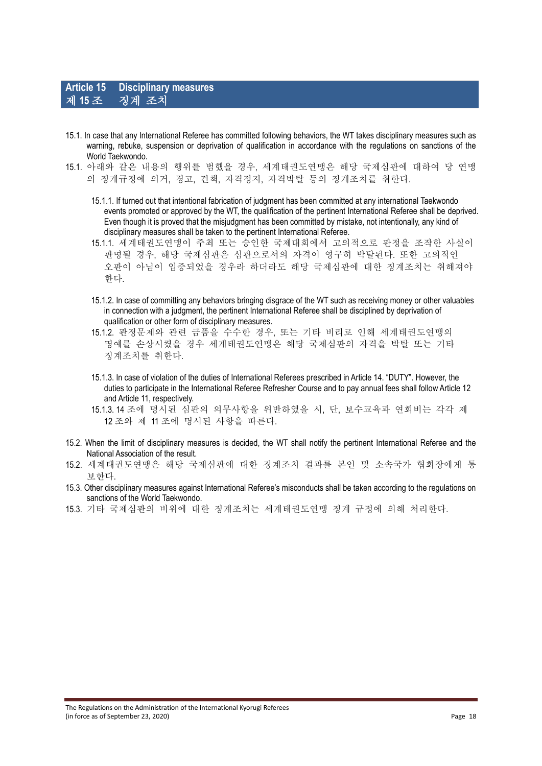## Article 15 Disciplinary measures
## 제 15 조 징계 조치

15.1. In case that any International Referee has committed following behaviors, the WT takes disciplinary measures such as warning, rebuke, suspension or deprivation of qualification in accordance with the regulations on sanctions of the World Taekwondo.

15.1. 아래와 같은 내용의 행위를 범했을 경우, 세계태권도연맹은 해당 국제심판에 대하여 당 연맹의 징계규정에 의거, 경고, 견책, 자격정지, 자격박탈 등의 징계조치를 취한다.

15.1.1. If turned out that intentional fabrication of judgment has been committed at any international Taekwondo events promoted or approved by the WT, the qualification of the pertinent International Referee shall be deprived. Even though it is proved that the misjudgment has been committed by mistake, not intentionally, any kind of disciplinary measures shall be taken to the pertinent International Referee.

15.1.1. 세계태권도연맹이 주최 또는 승인한 국제대회에서 고의적으로 판정을 조작한 사실이 판명될 경우, 해당 국제심판은 심판으로서의 자격이 영구히 박탈된다. 또한 고의적인 오판이 아님이 입증되었을 경우라 하더라도 해당 국제심판에 대한 징계조치는 취해져야 한다.

15.1.2. In case of committing any behaviors bringing disgrace of the WT such as receiving money or other valuables in connection with a judgment, the pertinent International Referee shall be disciplined by deprivation of qualification or other form of disciplinary measures.

15.1.2. 판정문제와 관련 금품을 수수한 경우, 또는 기타 비리로 인해 세계태권도연맹의 명예를 손상시켰을 경우 세계태권도연맹은 해당 국제심판의 자격을 박탈 또는 기타 징계조치를 취한다.

15.1.3. In case of violation of the duties of International Referees prescribed in Article 14. "DUTY". However, the duties to participate in the International Referee Refresher Course and to pay annual fees shall follow Article 12 and Article 11, respectively.

15.1.3. 14 조에 명시된 심판의 의무사항을 위반하였을 시, 단, 보수교육과 연회비는 각각 제 12 조와 제 11 조에 명시된 사항을 따른다.

15.2. When the limit of disciplinary measures is decided, the WT shall notify the pertinent International Referee and the National Association of the result.

15.2. 세계태권도연맹은 해당 국제심판에 대한 징계조치 결과를 본인 및 소속국가 협회장에게 통보한다.

15.3. Other disciplinary measures against International Referee's misconducts shall be taken according to the regulations on sanctions of the World Taekwondo.

15.3. 기타 국제심판의 비위에 대한 징계조치는 세계태권도연맹 징계 규정에 의해 처리한다.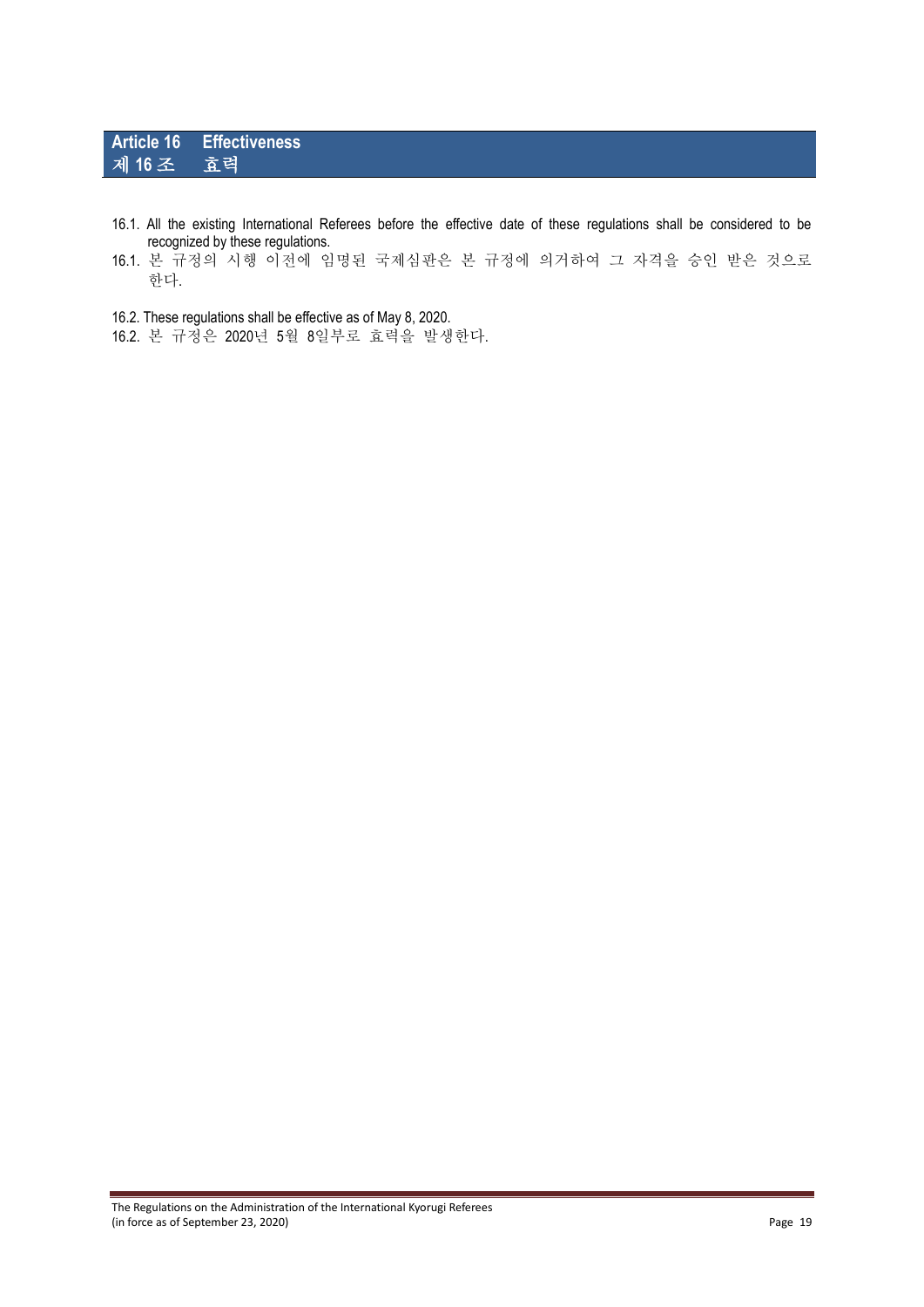## Article 16 Effectiveness
## 제 16 조 효력

16.1. All the existing International Referees before the effective date of these regulations shall be considered to be recognized by these regulations.
16.1. 본 규정의 시행 이전에 임명된 국제심판은 본 규정에 의거하여 그 자격을 승인 받은 것으로 한다.

16.2. These regulations shall be effective as of May 8, 2020.
16.2. 본 규정은 2020년 5월 8일부로 효력을 발생한다.